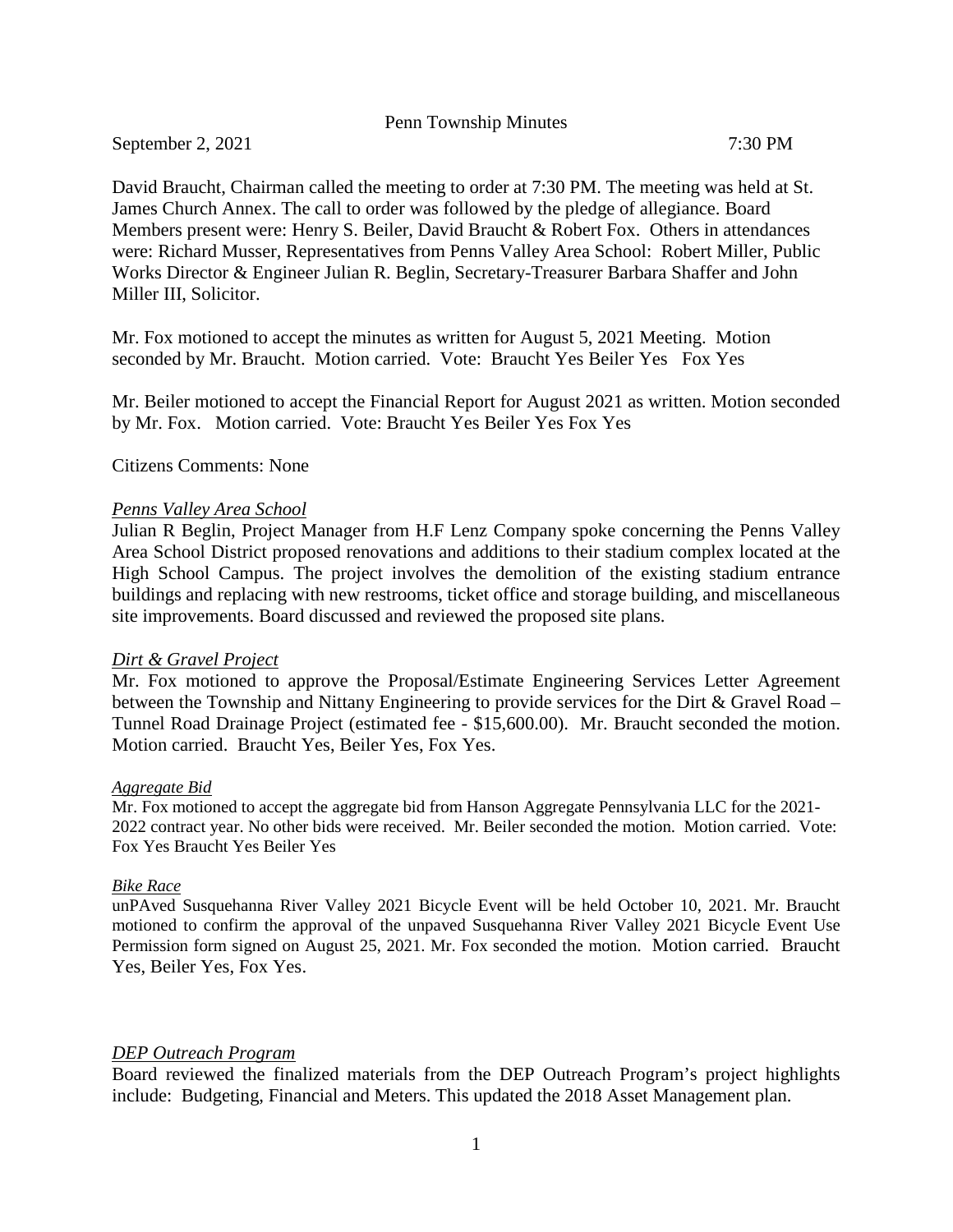Penn Township Minutes

September 2, 2021 7:30 PM

David Braucht, Chairman called the meeting to order at 7:30 PM. The meeting was held at St. James Church Annex. The call to order was followed by the pledge of allegiance. Board Members present were: Henry S. Beiler, David Braucht & Robert Fox. Others in attendances were: Richard Musser, Representatives from Penns Valley Area School: Robert Miller, Public Works Director & Engineer Julian R. Beglin, Secretary-Treasurer Barbara Shaffer and John Miller III, Solicitor.

Mr. Fox motioned to accept the minutes as written for August 5, 2021 Meeting. Motion seconded by Mr. Braucht. Motion carried. Vote: Braucht Yes Beiler Yes Fox Yes

Mr. Beiler motioned to accept the Financial Report for August 2021 as written. Motion seconded by Mr. Fox. Motion carried. Vote: Braucht Yes Beiler Yes Fox Yes

Citizens Comments: None

*Penns Valley Area School*

Julian R Beglin, Project Manager from H.F Lenz Company spoke concerning the Penns Valley Area School District proposed renovations and additions to their stadium complex located at the High School Campus. The project involves the demolition of the existing stadium entrance buildings and replacing with new restrooms, ticket office and storage building, and miscellaneous site improvements. Board discussed and reviewed the proposed site plans.

*Dirt & Gravel Project*

Mr. Fox motioned to approve the Proposal/Estimate Engineering Services Letter Agreement between the Township and Nittany Engineering to provide services for the Dirt & Gravel Road – Tunnel Road Drainage Project (estimated fee - $15,600.00). Mr. Braucht seconded the motion. Motion carried. Braucht Yes, Beiler Yes, Fox Yes.

*Aggregate Bid*

Mr. Fox motioned to accept the aggregate bid from Hanson Aggregate Pennsylvania LLC for the 2021-2022 contract year. No other bids were received. Mr. Beiler seconded the motion. Motion carried. Vote: Fox Yes Braucht Yes Beiler Yes

*Bike Race*

unPAved Susquehanna River Valley 2021 Bicycle Event will be held October 10, 2021. Mr. Braucht motioned to confirm the approval of the unpaved Susquehanna River Valley 2021 Bicycle Event Use Permission form signed on August 25, 2021. Mr. Fox seconded the motion. Motion carried. Braucht Yes, Beiler Yes, Fox Yes.

*DEP Outreach Program*

Board reviewed the finalized materials from the DEP Outreach Program's project highlights include: Budgeting, Financial and Meters. This updated the 2018 Asset Management plan.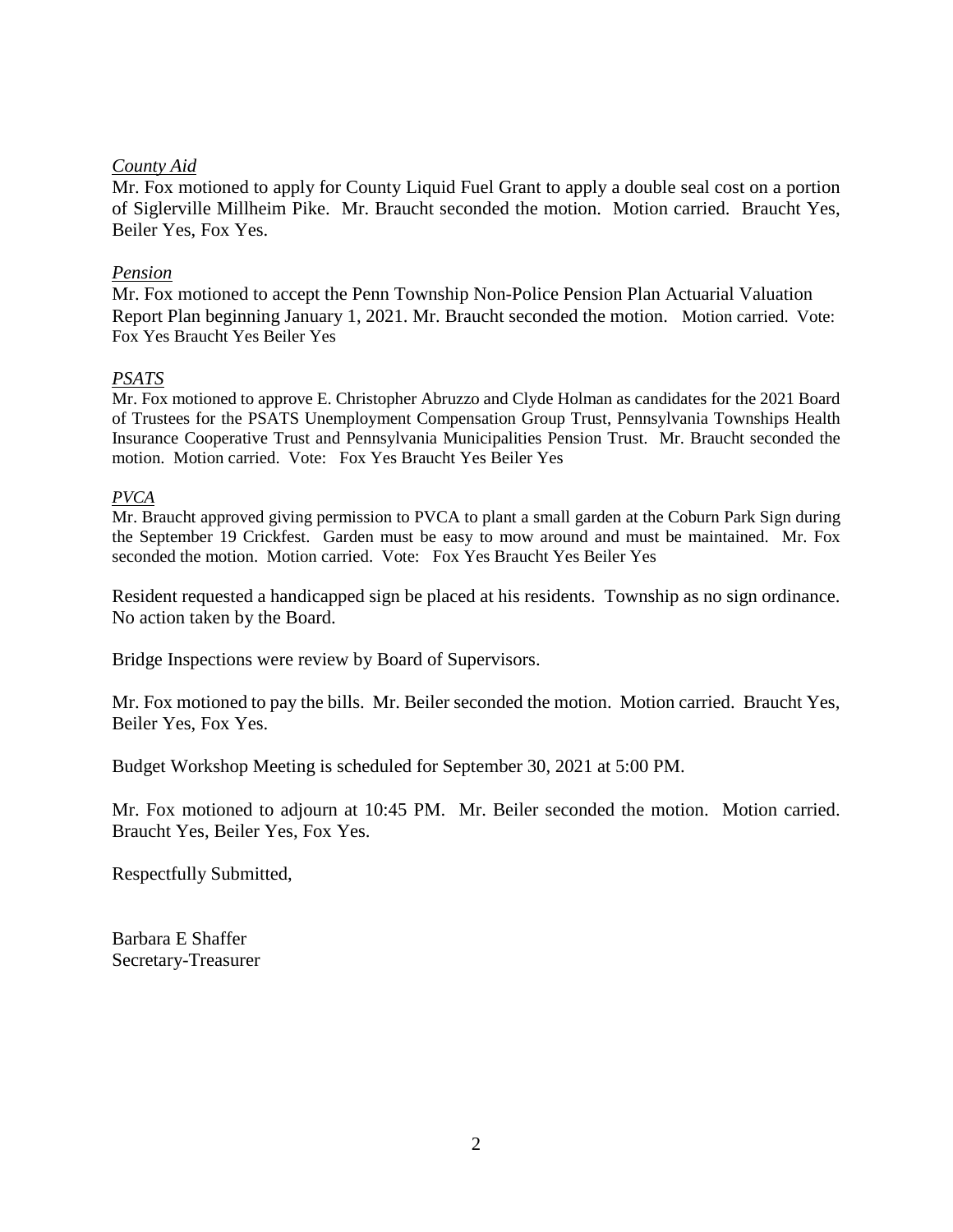*County Aid*

Mr. Fox motioned to apply for County Liquid Fuel Grant to apply a double seal cost on a portion of Siglerville Millheim Pike. Mr. Braucht seconded the motion. Motion carried. Braucht Yes, Beiler Yes, Fox Yes.

*Pension*

Mr. Fox motioned to accept the Penn Township Non-Police Pension Plan Actuarial Valuation Report Plan beginning January 1, 2021. Mr. Braucht seconded the motion. Motion carried. Vote: Fox Yes Braucht Yes Beiler Yes

*PSATS*

Mr. Fox motioned to approve E. Christopher Abruzzo and Clyde Holman as candidates for the 2021 Board of Trustees for the PSATS Unemployment Compensation Group Trust, Pennsylvania Townships Health Insurance Cooperative Trust and Pennsylvania Municipalities Pension Trust. Mr. Braucht seconded the motion. Motion carried. Vote: Fox Yes Braucht Yes Beiler Yes

*PVCA*

Mr. Braucht approved giving permission to PVCA to plant a small garden at the Coburn Park Sign during the September 19 Crickfest. Garden must be easy to mow around and must be maintained. Mr. Fox seconded the motion. Motion carried. Vote: Fox Yes Braucht Yes Beiler Yes

Resident requested a handicapped sign be placed at his residents. Township as no sign ordinance. No action taken by the Board.

Bridge Inspections were review by Board of Supervisors.

Mr. Fox motioned to pay the bills. Mr. Beiler seconded the motion. Motion carried. Braucht Yes, Beiler Yes, Fox Yes.

Budget Workshop Meeting is scheduled for September 30, 2021 at 5:00 PM.

Mr. Fox motioned to adjourn at 10:45 PM. Mr. Beiler seconded the motion. Motion carried. Braucht Yes, Beiler Yes, Fox Yes.

Respectfully Submitted,

Barbara E Shaffer
Secretary-Treasurer